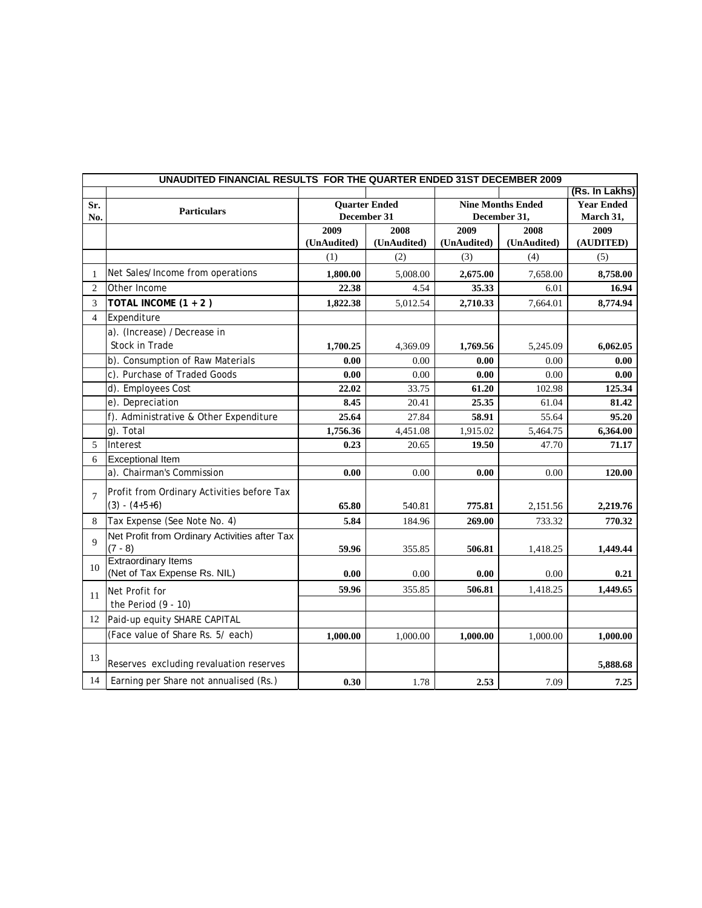**UNAUDITED FINANCIAL RESULTS FOR THE QUARTER ENDED 31ST DECEMBER 2009**

| | | | | | | (Rs. In Lakhs) |
|---|---|---|---|---|---|---|
| Sr. No. | Particulars | Quarter Ended December 31 | | Nine Months Ended December 31, | | Year Ended March 31, |
| | | 2009 (UnAudited) | 2008 (UnAudited) | 2009 (UnAudited) | 2008 (UnAudited) | 2009 (AUDITED) |
| | | (1) | (2) | (3) | (4) | (5) |
| 1 | Net Sales/Income from operations | **1,800.00** | 5,008.00 | **2,675.00** | 7,658.00 | **8,758.00** |
| 2 | Other Income | **22.38** | 4.54 | **35.33** | 6.01 | **16.94** |
| 3 | **TOTAL INCOME (1 + 2 )** | **1,822.38** | 5,012.54 | **2,710.33** | 7,664.01 | **8,774.94** |
| 4 | Expenditure | | | | | |
| | a). (Increase) / Decrease in Stock in Trade | **1,700.25** | 4,369.09 | **1,769.56** | 5,245.09 | **6,062.05** |
| | b). Consumption of Raw Materials | **0.00** | 0.00 | **0.00** | 0.00 | **0.00** |
| | c). Purchase of Traded Goods | **0.00** | 0.00 | **0.00** | 0.00 | **0.00** |
| | d). Employees Cost | **22.02** | 33.75 | **61.20** | 102.98 | **125.34** |
| | e). Depreciation | **8.45** | 20.41 | **25.35** | 61.04 | **81.42** |
| | f). Administrative & Other Expenditure | **25.64** | 27.84 | **58.91** | 55.64 | **95.20** |
| | g). Total | **1,756.36** | 4,451.08 | 1,915.02 | 5,464.75 | **6,364.00** |
| 5 | Interest | **0.23** | 20.65 | **19.50** | 47.70 | **71.17** |
| 6 | Exceptional Item | | | | | |
| | a). Chairman's Commission | **0.00** | 0.00 | **0.00** | 0.00 | **120.00** |
| 7 | Profit from Ordinary Activities before Tax (3) - (4+5+6) | **65.80** | 540.81 | **775.81** | 2,151.56 | **2,219.76** |
| 8 | Tax Expense (See Note No. 4) | **5.84** | 184.96 | **269.00** | 733.32 | **770.32** |
| 9 | Net Profit from Ordinary Activities after Tax (7 - 8) | **59.96** | 355.85 | **506.81** | 1,418.25 | **1,449.44** |
| 10 | Extraordinary Items (Net of Tax Expense Rs. NIL) | **0.00** | 0.00 | **0.00** | 0.00 | **0.21** |
| 11 | Net Profit for the Period (9 - 10) | **59.96** | 355.85 | **506.81** | 1,418.25 | **1,449.65** |
| 12 | Paid-up equity SHARE CAPITAL | | | | | |
| | (Face value of Share Rs. 5/ each) | **1,000.00** | 1,000.00 | **1,000.00** | 1,000.00 | **1,000.00** |
| 13 | Reserves excluding revaluation reserves | | | | | **5,888.68** |
| 14 | Earning per Share not annualised (Rs.) | **0.30** | 1.78 | **2.53** | 7.09 | **7.25** |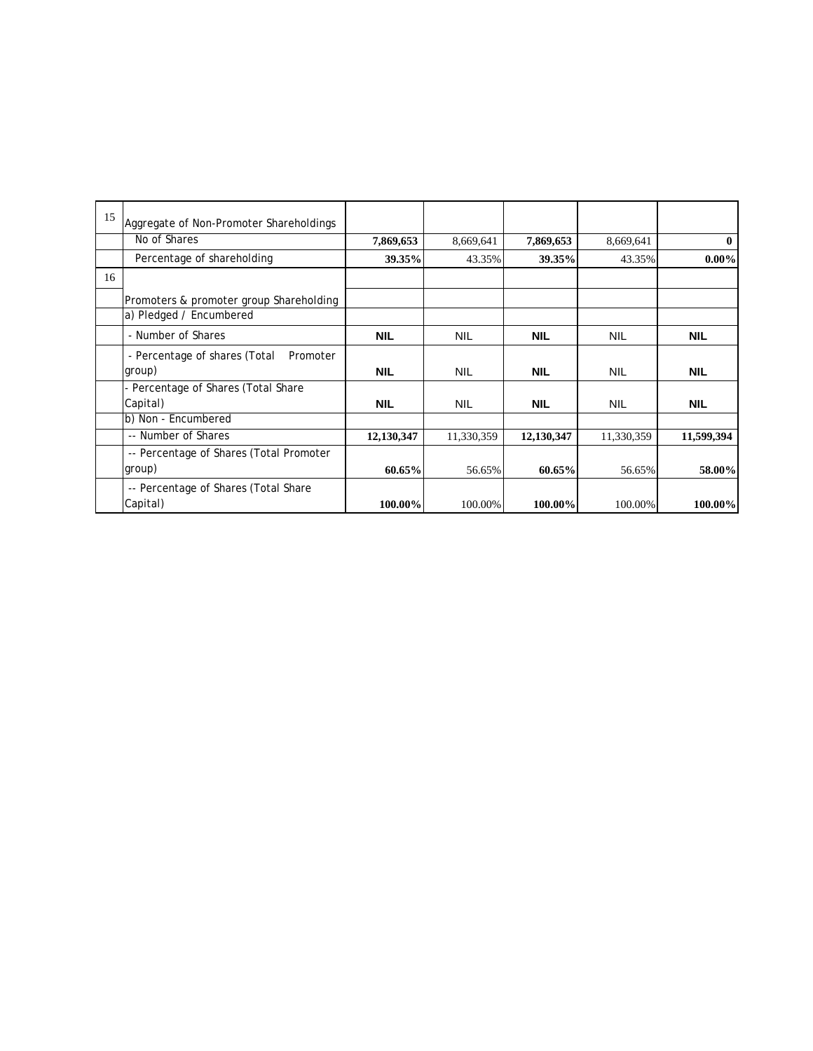| 15 | Aggregate of Non-Promoter Shareholdings | | | | | |
|---|---|---|---|---|---|---|
| | No of Shares | **7,869,653** | 8,669,641 | **7,869,653** | 8,669,641 | **0** |
| | Percentage of shareholding | **39.35%** | 43.35% | **39.35%** | 43.35% | **0.00%** |
| 16 | | | | | | |
| | Promoters & promoter group Shareholding | | | | | |
| | a) Pledged / Encumbered | | | | | |
| | - Number of Shares | **NIL** | NIL | **NIL** | NIL | **NIL** |
| | - Percentage of shares (Total Promoter group) | **NIL** | NIL | **NIL** | NIL | **NIL** |
| | - Percentage of Shares (Total Share Capital) | **NIL** | NIL | **NIL** | NIL | **NIL** |
| | b) Non - Encumbered | | | | | |
| | -- Number of Shares | **12,130,347** | 11,330,359 | **12,130,347** | 11,330,359 | **11,599,394** |
| | -- Percentage of Shares (Total Promoter group) | **60.65%** | 56.65% | **60.65%** | 56.65% | **58.00%** |
| | -- Percentage of Shares (Total Share Capital) | **100.00%** | 100.00% | **100.00%** | 100.00% | **100.00%** |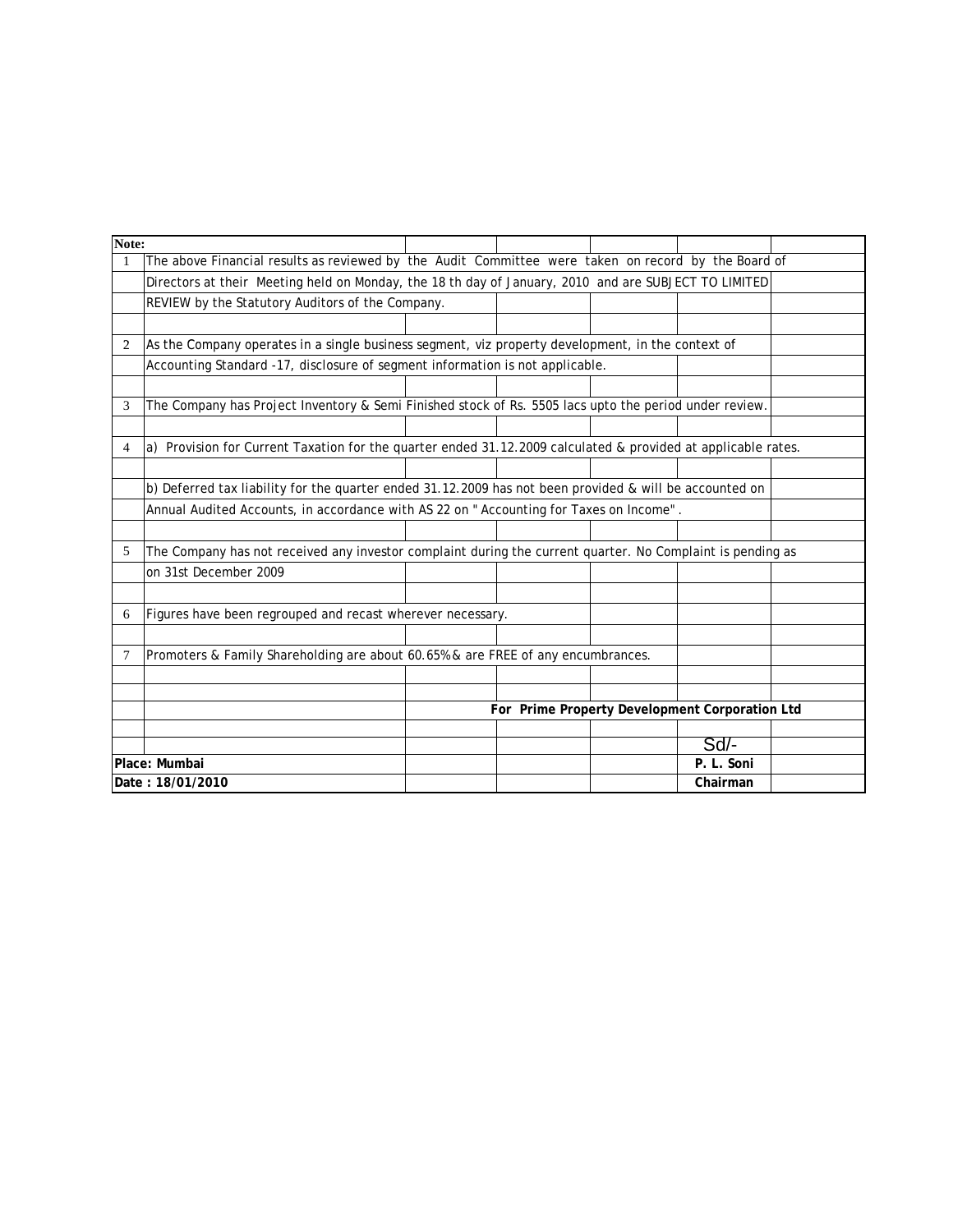**Note:**

1. The above Financial results as reviewed by the Audit Committee were taken on record by the Board of Directors at their Meeting held on Monday, the 18 th day of January, 2010 and are SUBJECT TO LIMITED REVIEW by the Statutory Auditors of the Company.

2. As the Company operates in a single business segment, viz property development, in the context of Accounting Standard -17, disclosure of segment information is not applicable.

3. The Company has Project Inventory & Semi Finished stock of Rs. 5505 lacs upto the period under review.

4. a) Provision for Current Taxation for the quarter ended 31.12.2009 calculated & provided at applicable rates.

   b) Deferred tax liability for the quarter ended 31.12.2009 has not been provided & will be accounted on Annual Audited Accounts, in accordance with AS 22 on " Accounting for Taxes on Income" .

5. The Company has not received any investor complaint during the current quarter. No Complaint is pending as on 31st December 2009

6. Figures have been regrouped and recast wherever necessary.

7. Promoters & Family Shareholding are about 60.65% & are FREE of any encumbrances.

**For Prime Property Development Corporation Ltd**

Sd/-

**P. L. Soni**

**Chairman**

**Place: Mumbai**

**Date : 18/01/2010**